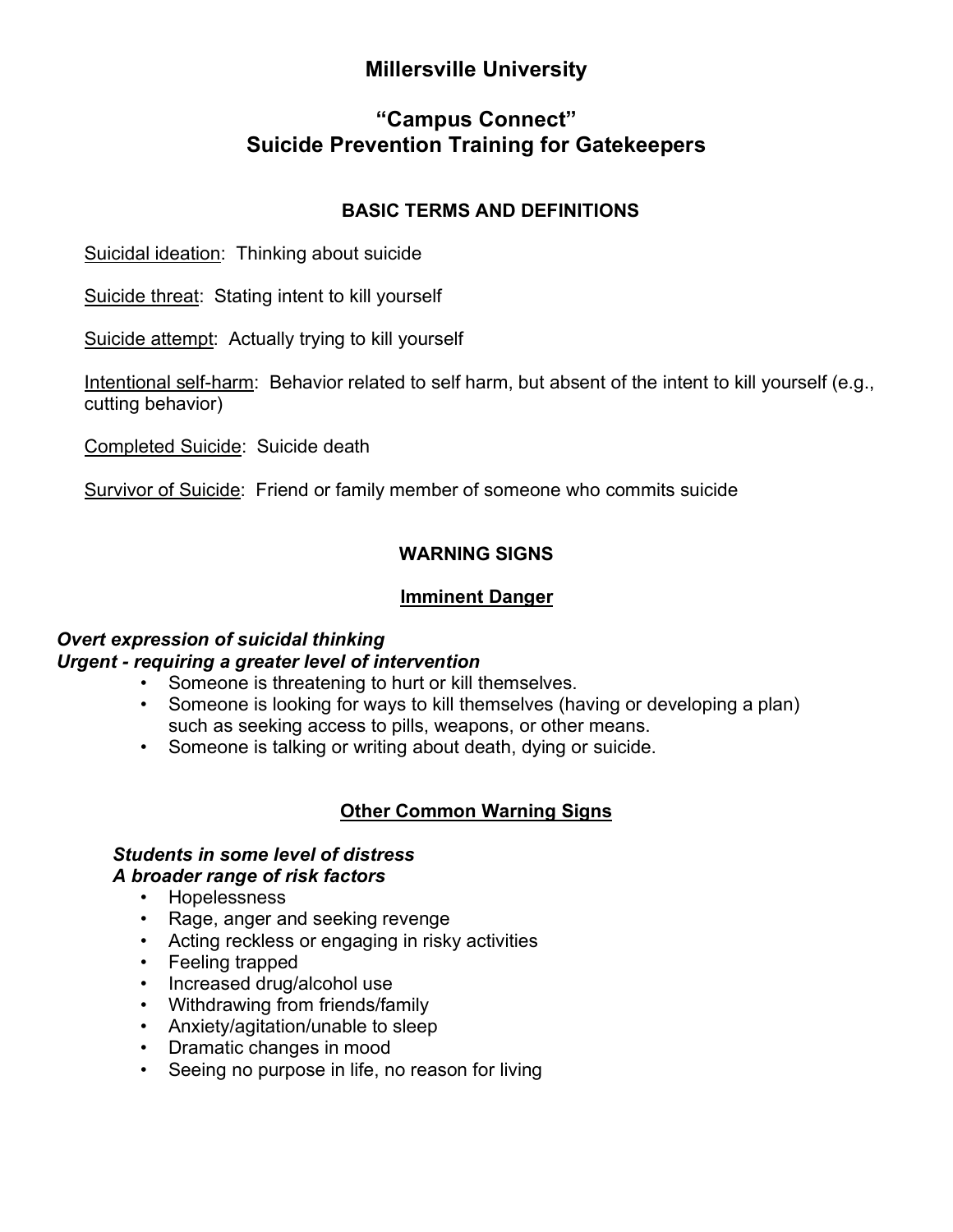# Millersville University

## "Campus Connect"
## Suicide Prevention Training for Gatekeepers

### BASIC TERMS AND DEFINITIONS

Suicidal ideation: Thinking about suicide

Suicide threat: Stating intent to kill yourself

Suicide attempt: Actually trying to kill yourself

Intentional self-harm: Behavior related to self harm, but absent of the intent to kill yourself (e.g., cutting behavior)

Completed Suicide: Suicide death

Survivor of Suicide: Friend or family member of someone who commits suicide

### WARNING SIGNS

#### Imminent Danger

***Overt expression of suicidal thinking***
***Urgent - requiring a greater level of intervention***

- Someone is threatening to hurt or kill themselves.
- Someone is looking for ways to kill themselves (having or developing a plan) such as seeking access to pills, weapons, or other means.
- Someone is talking or writing about death, dying or suicide.

#### Other Common Warning Signs

***Students in some level of distress***
***A broader range of risk factors***

- Hopelessness
- Rage, anger and seeking revenge
- Acting reckless or engaging in risky activities
- Feeling trapped
- Increased drug/alcohol use
- Withdrawing from friends/family
- Anxiety/agitation/unable to sleep
- Dramatic changes in mood
- Seeing no purpose in life, no reason for living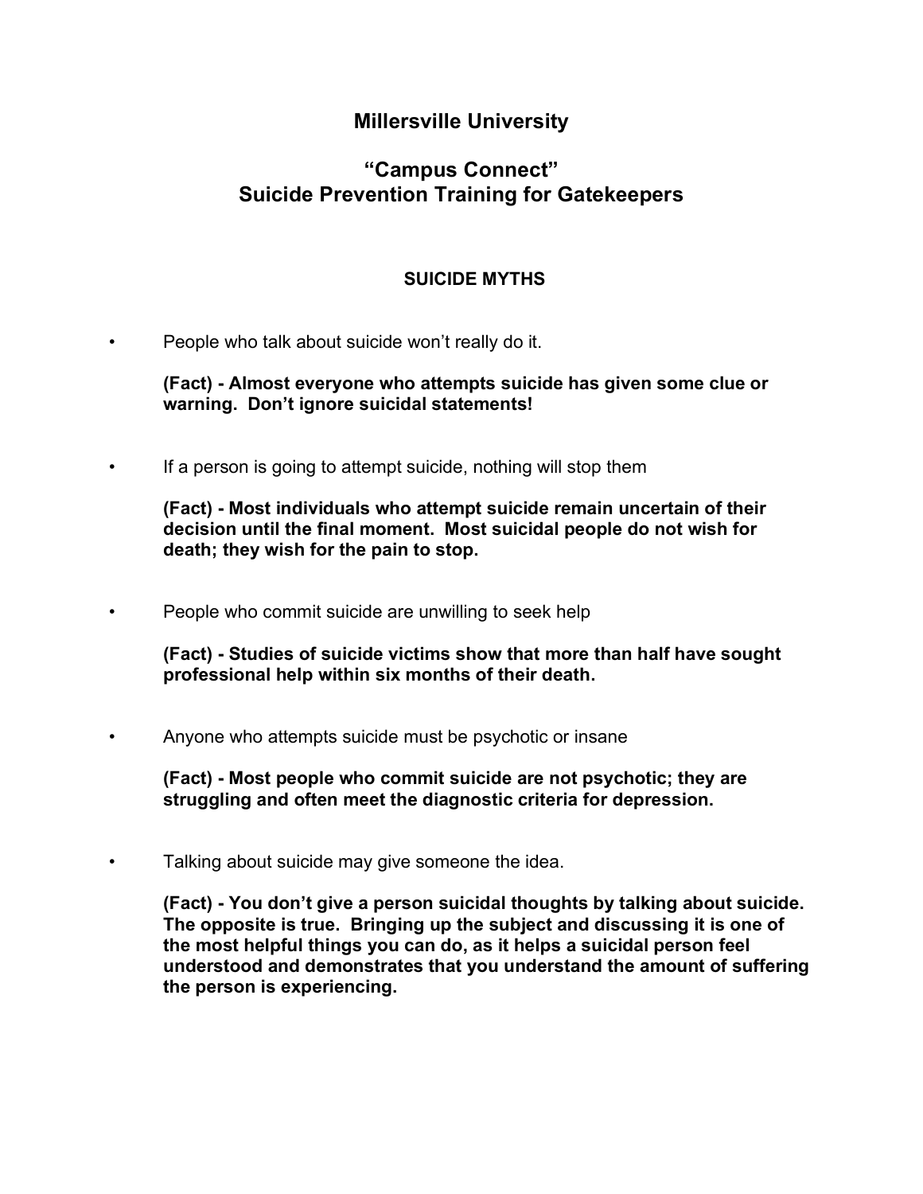# Millersville University

## "Campus Connect"
## Suicide Prevention Training for Gatekeepers

### SUICIDE MYTHS

- People who talk about suicide won't really do it.

  **(Fact) - Almost everyone who attempts suicide has given some clue or warning. Don't ignore suicidal statements!**

- If a person is going to attempt suicide, nothing will stop them

  **(Fact) - Most individuals who attempt suicide remain uncertain of their decision until the final moment. Most suicidal people do not wish for death; they wish for the pain to stop.**

- People who commit suicide are unwilling to seek help

  **(Fact) - Studies of suicide victims show that more than half have sought professional help within six months of their death.**

- Anyone who attempts suicide must be psychotic or insane

  **(Fact) - Most people who commit suicide are not psychotic; they are struggling and often meet the diagnostic criteria for depression.**

- Talking about suicide may give someone the idea.

  **(Fact) - You don't give a person suicidal thoughts by talking about suicide. The opposite is true. Bringing up the subject and discussing it is one of the most helpful things you can do, as it helps a suicidal person feel understood and demonstrates that you understand the amount of suffering the person is experiencing.**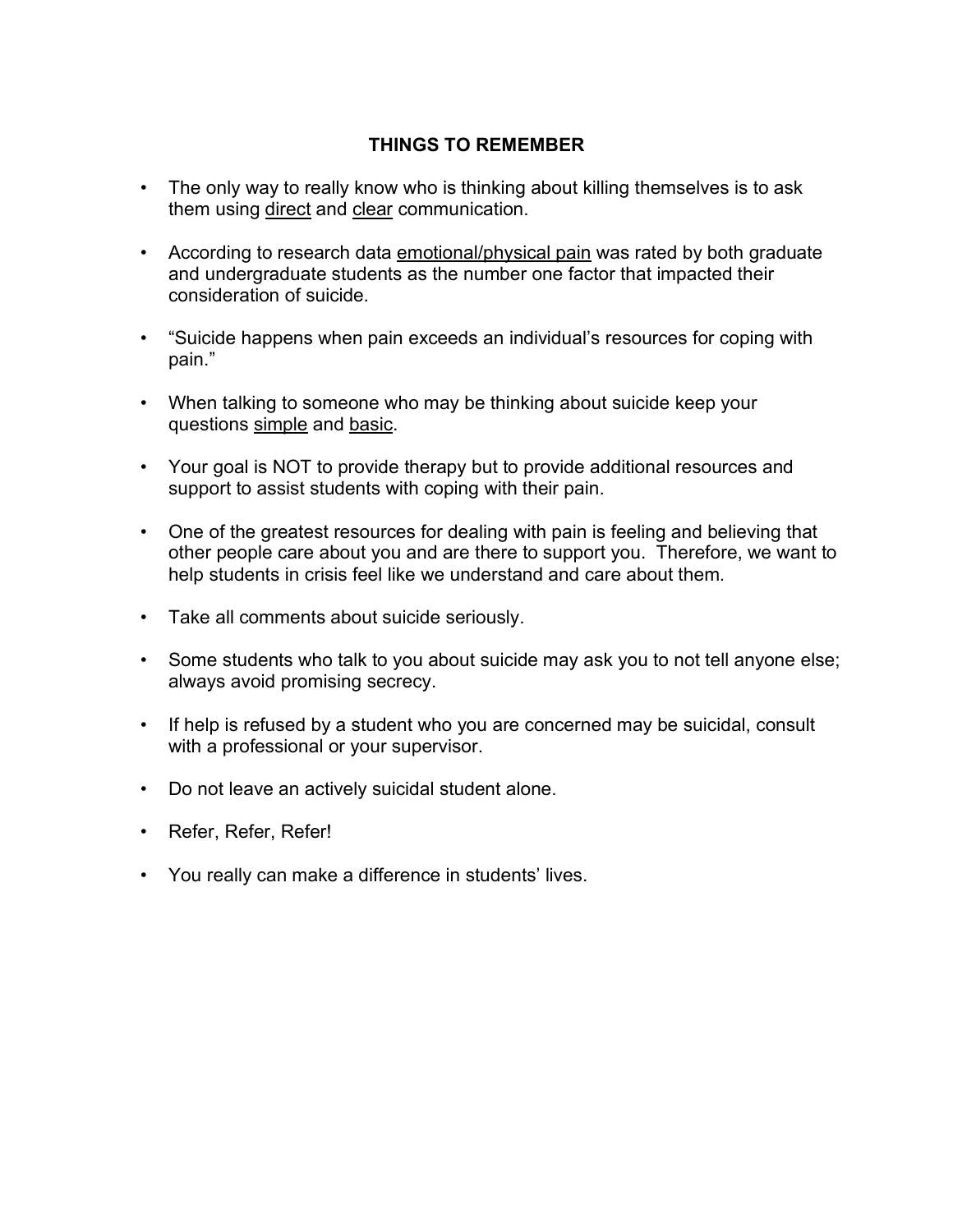## THINGS TO REMEMBER

- The only way to really know who is thinking about killing themselves is to ask them using <u>direct</u> and <u>clear</u> communication.
- According to research data <u>emotional/physical pain</u> was rated by both graduate and undergraduate students as the number one factor that impacted their consideration of suicide.
- "Suicide happens when pain exceeds an individual's resources for coping with pain."
- When talking to someone who may be thinking about suicide keep your questions <u>simple</u> and <u>basic</u>.
- Your goal is NOT to provide therapy but to provide additional resources and support to assist students with coping with their pain.
- One of the greatest resources for dealing with pain is feeling and believing that other people care about you and are there to support you. Therefore, we want to help students in crisis feel like we understand and care about them.
- Take all comments about suicide seriously.
- Some students who talk to you about suicide may ask you to not tell anyone else; always avoid promising secrecy.
- If help is refused by a student who you are concerned may be suicidal, consult with a professional or your supervisor.
- Do not leave an actively suicidal student alone.
- Refer, Refer, Refer!
- You really can make a difference in students' lives.